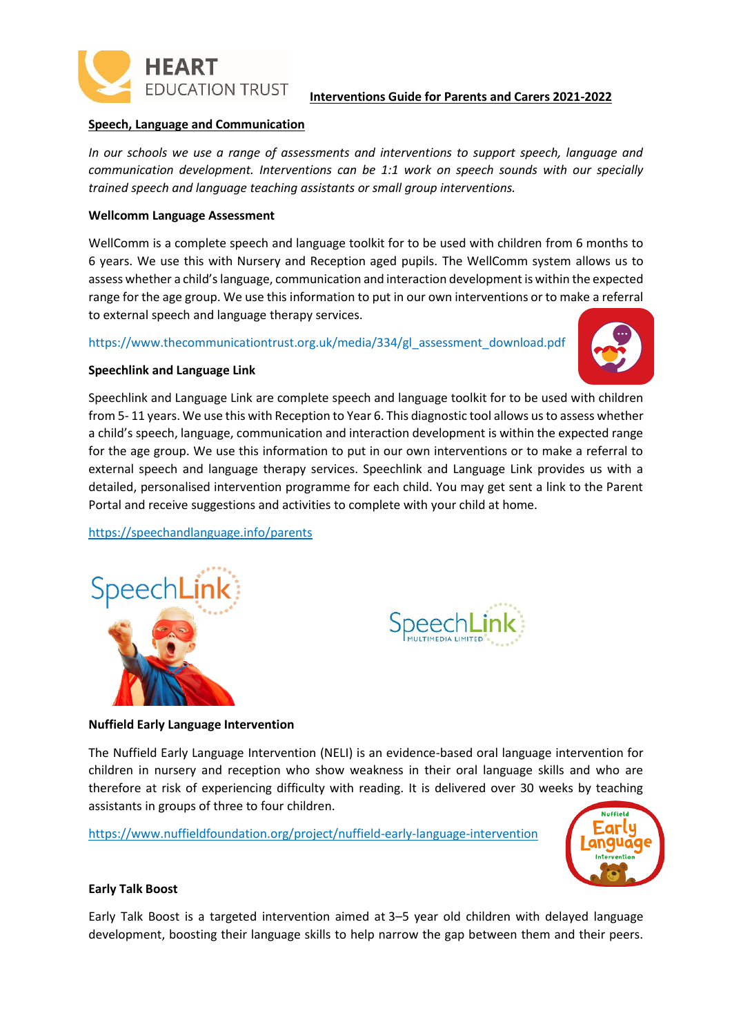# Interventions Guide for Parents and Carers 2021-2022

## Speech, Language and Communication

*In our schools we use a range of assessments and interventions to support speech, language and communication development. Interventions can be 1:1 work on speech sounds with our specially trained speech and language teaching assistants or small group interventions.*

### Wellcomm Language Assessment

WellComm is a complete speech and language toolkit for to be used with children from 6 months to 6 years. We use this with Nursery and Reception aged pupils. The WellComm system allows us to assess whether a child's language, communication and interaction development is within the expected range for the age group. We use this information to put in our own interventions or to make a referral to external speech and language therapy services.

https://www.thecommunicationtrust.org.uk/media/334/gl_assessment_download.pdf

### Speechlink and Language Link

Speechlink and Language Link are complete speech and language toolkit for to be used with children from 5- 11 years. We use this with Reception to Year 6. This diagnostic tool allows us to assess whether a child's speech, language, communication and interaction development is within the expected range for the age group. We use this information to put in our own interventions or to make a referral to external speech and language therapy services. Speechlink and Language Link provides us with a detailed, personalised intervention programme for each child. You may get sent a link to the Parent Portal and receive suggestions and activities to complete with your child at home.

https://speechandlanguage.info/parents

### Nuffield Early Language Intervention

The Nuffield Early Language Intervention (NELI) is an evidence-based oral language intervention for children in nursery and reception who show weakness in their oral language skills and who are therefore at risk of experiencing difficulty with reading. It is delivered over 30 weeks by teaching assistants in groups of three to four children.

https://www.nuffieldfoundation.org/project/nuffield-early-language-intervention

### Early Talk Boost

Early Talk Boost is a targeted intervention aimed at 3–5 year old children with delayed language development, boosting their language skills to help narrow the gap between them and their peers.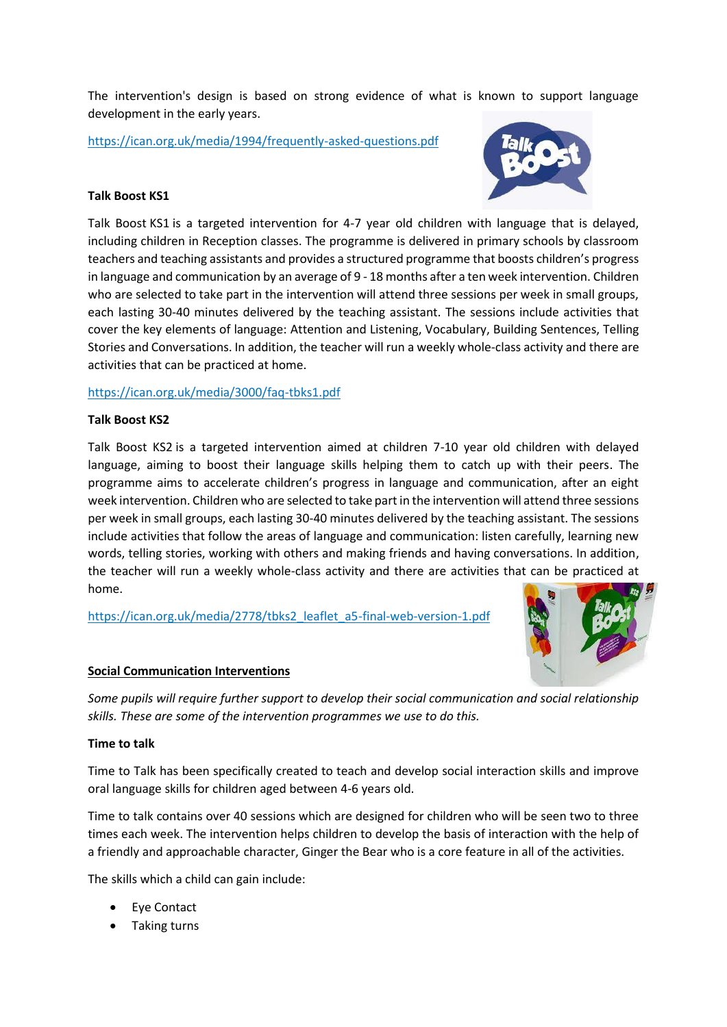The intervention's design is based on strong evidence of what is known to support language development in the early years.

https://ican.org.uk/media/1994/frequently-asked-questions.pdf

**Talk Boost KS1**

Talk Boost KS1 is a targeted intervention for 4-7 year old children with language that is delayed, including children in Reception classes. The programme is delivered in primary schools by classroom teachers and teaching assistants and provides a structured programme that boosts children's progress in language and communication by an average of 9 - 18 months after a ten week intervention. Children who are selected to take part in the intervention will attend three sessions per week in small groups, each lasting 30-40 minutes delivered by the teaching assistant. The sessions include activities that cover the key elements of language: Attention and Listening, Vocabulary, Building Sentences, Telling Stories and Conversations. In addition, the teacher will run a weekly whole-class activity and there are activities that can be practiced at home.

https://ican.org.uk/media/3000/faq-tbks1.pdf

**Talk Boost KS2**

Talk Boost KS2 is a targeted intervention aimed at children 7-10 year old children with delayed language, aiming to boost their language skills helping them to catch up with their peers. The programme aims to accelerate children's progress in language and communication, after an eight week intervention. Children who are selected to take part in the intervention will attend three sessions per week in small groups, each lasting 30-40 minutes delivered by the teaching assistant. The sessions include activities that follow the areas of language and communication: listen carefully, learning new words, telling stories, working with others and making friends and having conversations. In addition, the teacher will run a weekly whole-class activity and there are activities that can be practiced at home.

https://ican.org.uk/media/2778/tbks2_leaflet_a5-final-web-version-1.pdf

**<u>Social Communication Interventions</u>**

*Some pupils will require further support to develop their social communication and social relationship skills. These are some of the intervention programmes we use to do this.*

**Time to talk**

Time to Talk has been specifically created to teach and develop social interaction skills and improve oral language skills for children aged between 4-6 years old.

Time to talk contains over 40 sessions which are designed for children who will be seen two to three times each week. The intervention helps children to develop the basis of interaction with the help of a friendly and approachable character, Ginger the Bear who is a core feature in all of the activities.

The skills which a child can gain include:

- Eye Contact
- Taking turns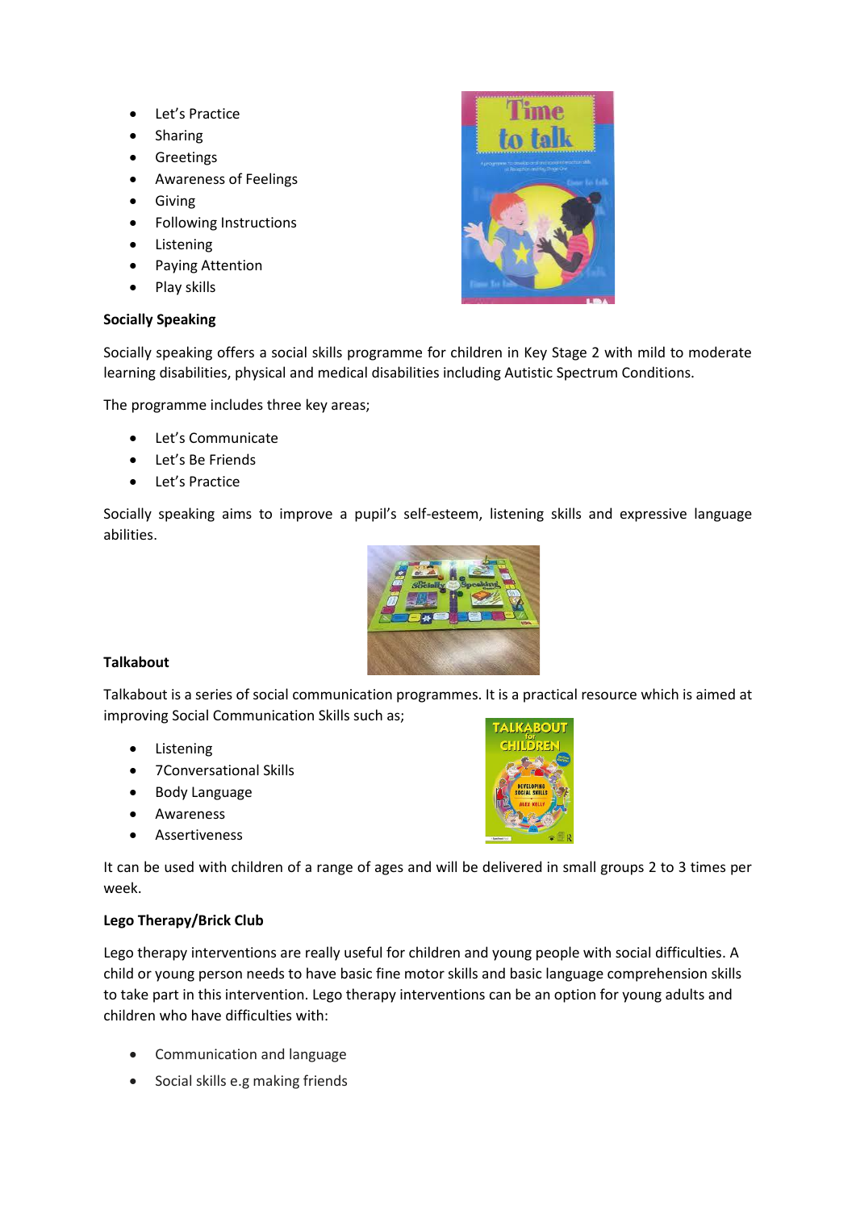- Let's Practice
- Sharing
- Greetings
- Awareness of Feelings
- Giving
- Following Instructions
- Listening
- Paying Attention
- Play skills

**Socially Speaking**

Socially speaking offers a social skills programme for children in Key Stage 2 with mild to moderate learning disabilities, physical and medical disabilities including Autistic Spectrum Conditions.

The programme includes three key areas;

- Let's Communicate
- Let's Be Friends
- Let's Practice

Socially speaking aims to improve a pupil's self-esteem, listening skills and expressive language abilities.

**Talkabout**

Talkabout is a series of social communication programmes. It is a practical resource which is aimed at improving Social Communication Skills such as;

- Listening
- 7Conversational Skills
- Body Language
- Awareness
- Assertiveness

It can be used with children of a range of ages and will be delivered in small groups 2 to 3 times per week.

**Lego Therapy/Brick Club**

Lego therapy interventions are really useful for children and young people with social difficulties. A child or young person needs to have basic fine motor skills and basic language comprehension skills to take part in this intervention. Lego therapy interventions can be an option for young adults and children who have difficulties with:

- Communication and language
- Social skills e.g making friends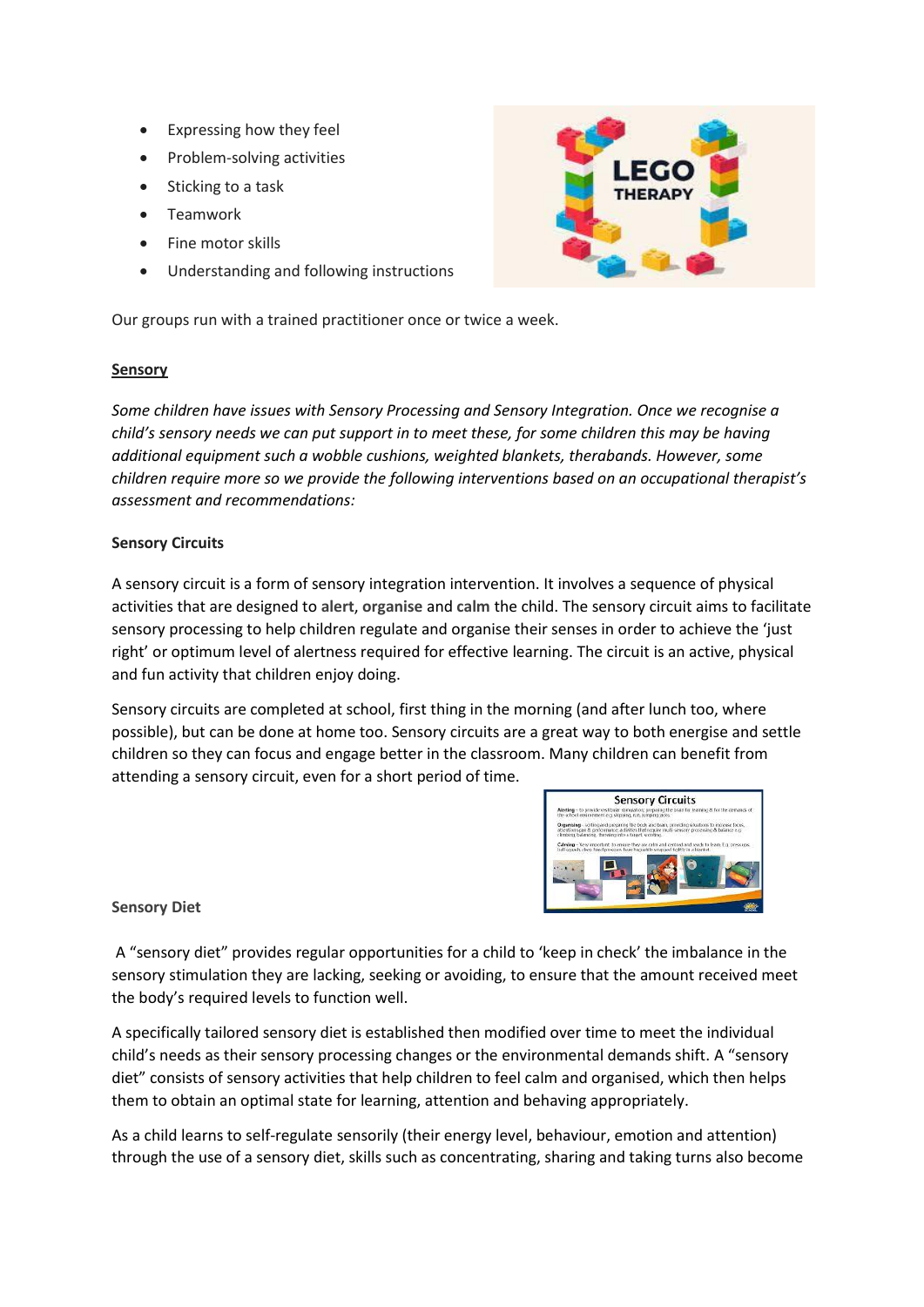- Expressing how they feel
- Problem-solving activities
- Sticking to a task
- Teamwork
- Fine motor skills
- Understanding and following instructions

Our groups run with a trained practitioner once or twice a week.

## Sensory

*Some children have issues with Sensory Processing and Sensory Integration. Once we recognise a child's sensory needs we can put support in to meet these, for some children this may be having additional equipment such a wobble cushions, weighted blankets, therabands. However, some children require more so we provide the following interventions based on an occupational therapist's assessment and recommendations:*

### Sensory Circuits

A sensory circuit is a form of sensory integration intervention. It involves a sequence of physical activities that are designed to **alert**, **organise** and **calm** the child. The sensory circuit aims to facilitate sensory processing to help children regulate and organise their senses in order to achieve the 'just right' or optimum level of alertness required for effective learning. The circuit is an active, physical and fun activity that children enjoy doing.

Sensory circuits are completed at school, first thing in the morning (and after lunch too, where possible), but can be done at home too. Sensory circuits are a great way to both energise and settle children so they can focus and engage better in the classroom. Many children can benefit from attending a sensory circuit, even for a short period of time.

### Sensory Diet

A "sensory diet" provides regular opportunities for a child to 'keep in check' the imbalance in the sensory stimulation they are lacking, seeking or avoiding, to ensure that the amount received meet the body's required levels to function well.

A specifically tailored sensory diet is established then modified over time to meet the individual child's needs as their sensory processing changes or the environmental demands shift. A "sensory diet" consists of sensory activities that help children to feel calm and organised, which then helps them to obtain an optimal state for learning, attention and behaving appropriately.

As a child learns to self-regulate sensorily (their energy level, behaviour, emotion and attention) through the use of a sensory diet, skills such as concentrating, sharing and taking turns also become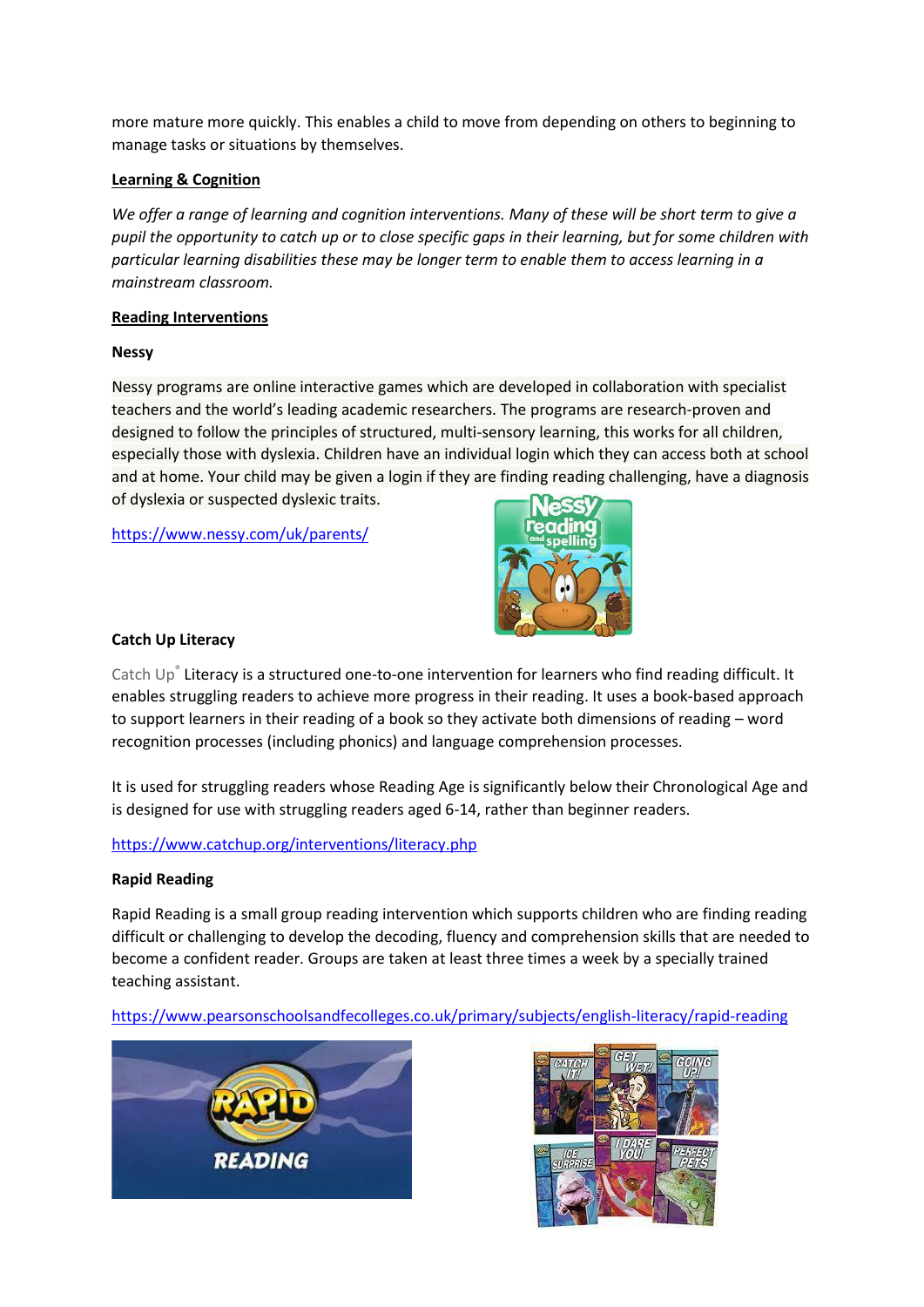more mature more quickly. This enables a child to move from depending on others to beginning to manage tasks or situations by themselves.

## Learning & Cognition

*We offer a range of learning and cognition interventions. Many of these will be short term to give a pupil the opportunity to catch up or to close specific gaps in their learning, but for some children with particular learning disabilities these may be longer term to enable them to access learning in a mainstream classroom.*

## Reading Interventions

### Nessy

Nessy programs are online interactive games which are developed in collaboration with specialist teachers and the world's leading academic researchers. The programs are research-proven and designed to follow the principles of structured, multi-sensory learning, this works for all children, especially those with dyslexia. Children have an individual login which they can access both at school and at home. Your child may be given a login if they are finding reading challenging, have a diagnosis of dyslexia or suspected dyslexic traits.

https://www.nessy.com/uk/parents/

### Catch Up Literacy

Catch Up® Literacy is a structured one-to-one intervention for learners who find reading difficult. It enables struggling readers to achieve more progress in their reading. It uses a book-based approach to support learners in their reading of a book so they activate both dimensions of reading – word recognition processes (including phonics) and language comprehension processes.

It is used for struggling readers whose Reading Age is significantly below their Chronological Age and is designed for use with struggling readers aged 6-14, rather than beginner readers.

https://www.catchup.org/interventions/literacy.php

### Rapid Reading

Rapid Reading is a small group reading intervention which supports children who are finding reading difficult or challenging to develop the decoding, fluency and comprehension skills that are needed to become a confident reader. Groups are taken at least three times a week by a specially trained teaching assistant.

https://www.pearsonschoolsandfecolleges.co.uk/primary/subjects/english-literacy/rapid-reading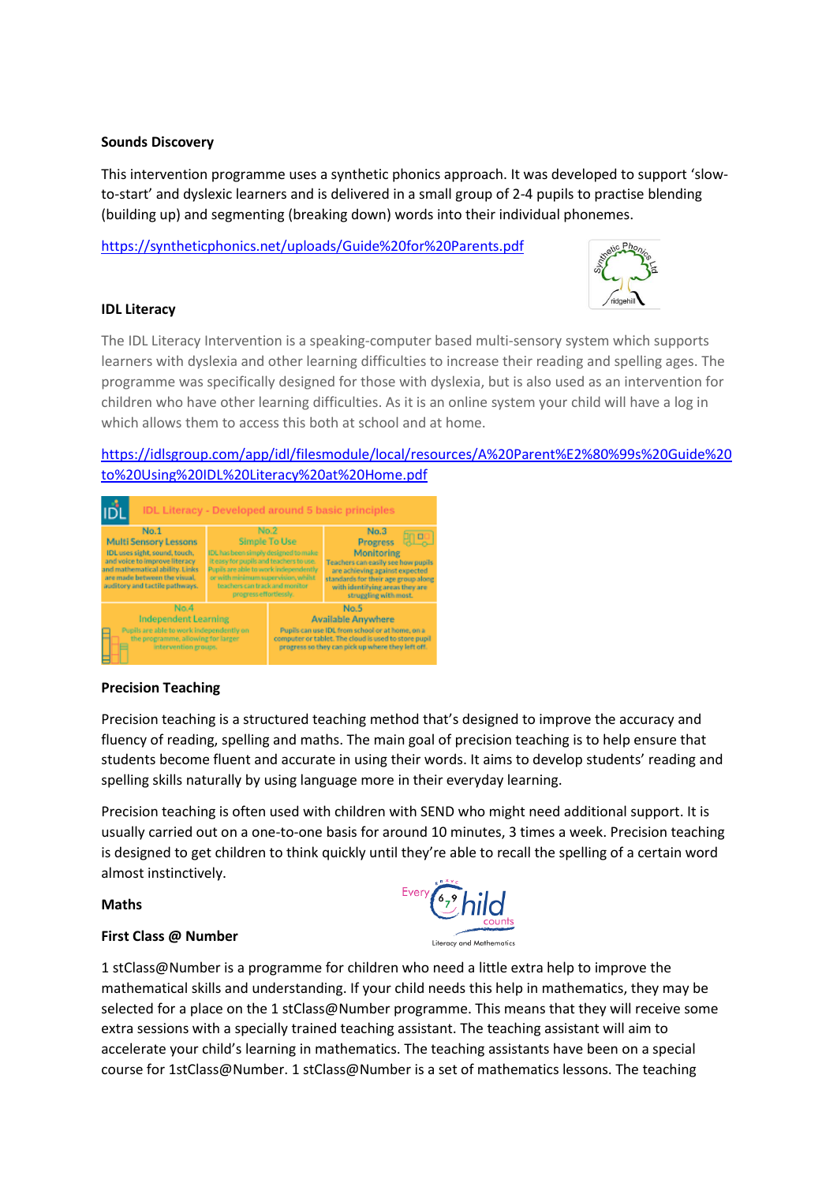**Sounds Discovery**

This intervention programme uses a synthetic phonics approach. It was developed to support 'slow-to-start' and dyslexic learners and is delivered in a small group of 2-4 pupils to practise blending (building up) and segmenting (breaking down) words into their individual phonemes.

https://syntheticphonics.net/uploads/Guide%20for%20Parents.pdf

**IDL Literacy**

The IDL Literacy Intervention is a speaking-computer based multi-sensory system which supports learners with dyslexia and other learning difficulties to increase their reading and spelling ages. The programme was specifically designed for those with dyslexia, but is also used as an intervention for children who have other learning difficulties. As it is an online system your child will have a log in which allows them to access this both at school and at home.

https://idlsgroup.com/app/idl/filesmodule/local/resources/A%20Parent%E2%80%99s%20Guide%20to%20Using%20IDL%20Literacy%20at%20Home.pdf

IDL Literacy - Developed around 5 basic principles

| No.1 Multi Sensory Lessons | No.2 Simple To Use | No.3 Progress Monitoring |
|---|---|---|
| IDL uses sight, sound, touch, and voice to improve literacy and mathematical ability. Links are made between the visual, auditory and tactile pathways. | IDL has been simply designed to make it easy for pupils and teachers to use. Pupils are able to work independently or with minimum supervision, whilst teachers can track and monitor progress effortlessly. | Teachers can easily see how pupils are achieving against expected standards for their age group along with identifying areas they are struggling with most. |

| No.4 Independent Learning | No.5 Available Anywhere |
|---|---|
| Pupils are able to work independently on the programme, allowing for larger intervention groups. | Pupils can use IDL from school or at home, on a computer or tablet. The cloud is used to store pupil progress so they can pick up where they left off. |

**Precision Teaching**

Precision teaching is a structured teaching method that's designed to improve the accuracy and fluency of reading, spelling and maths. The main goal of precision teaching is to help ensure that students become fluent and accurate in using their words. It aims to develop students' reading and spelling skills naturally by using language more in their everyday learning.

Precision teaching is often used with children with SEND who might need additional support. It is usually carried out on a one-to-one basis for around 10 minutes, 3 times a week. Precision teaching is designed to get children to think quickly until they're able to recall the spelling of a certain word almost instinctively.

**Maths**

**First Class @ Number**

1 stClass@Number is a programme for children who need a little extra help to improve the mathematical skills and understanding. If your child needs this help in mathematics, they may be selected for a place on the 1 stClass@Number programme. This means that they will receive some extra sessions with a specially trained teaching assistant. The teaching assistant will aim to accelerate your child's learning in mathematics. The teaching assistants have been on a special course for 1stClass@Number. 1 stClass@Number is a set of mathematics lessons. The teaching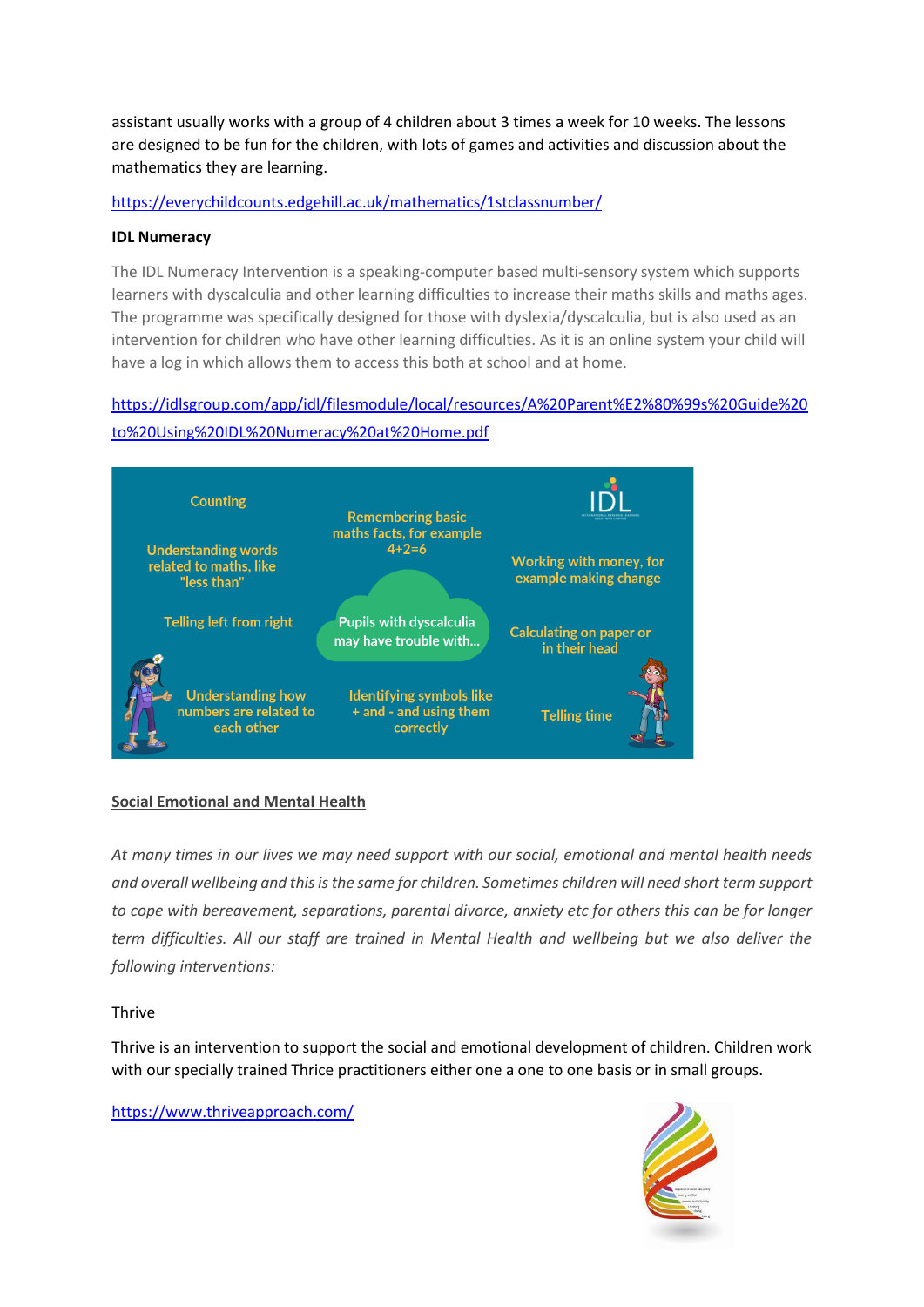assistant usually works with a group of 4 children about 3 times a week for 10 weeks. The lessons are designed to be fun for the children, with lots of games and activities and discussion about the mathematics they are learning.

https://everychildcounts.edgehill.ac.uk/mathematics/1stclassnumber/

**IDL Numeracy**

The IDL Numeracy Intervention is a speaking-computer based multi-sensory system which supports learners with dyscalculia and other learning difficulties to increase their maths skills and maths ages. The programme was specifically designed for those with dyslexia/dyscalculia, but is also used as an intervention for children who have other learning difficulties. As it is an online system your child will have a log in which allows them to access this both at school and at home.

https://idlsgroup.com/app/idl/filesmodule/local/resources/A%20Parent%E2%80%99s%20Guide%20to%20Using%20IDL%20Numeracy%20at%20Home.pdf

IDL

Pupils with dyscalculia may have trouble with...

Counting

Remembering basic maths facts, for example 4+2=6

Understanding words related to maths, like "less than"

Working with money, for example making change

Telling left from right

Calculating on paper or in their head

Understanding how numbers are related to each other

Identifying symbols like + and - and using them correctly

Telling time

**Social Emotional and Mental Health**

*At many times in our lives we may need support with our social, emotional and mental health needs and overall wellbeing and this is the same for children. Sometimes children will need short term support to cope with bereavement, separations, parental divorce, anxiety etc for others this can be for longer term difficulties. All our staff are trained in Mental Health and wellbeing but we also deliver the following interventions:*

Thrive

Thrive is an intervention to support the social and emotional development of children. Children work with our specially trained Thrice practitioners either one a one to one basis or in small groups.

https://www.thriveapproach.com/